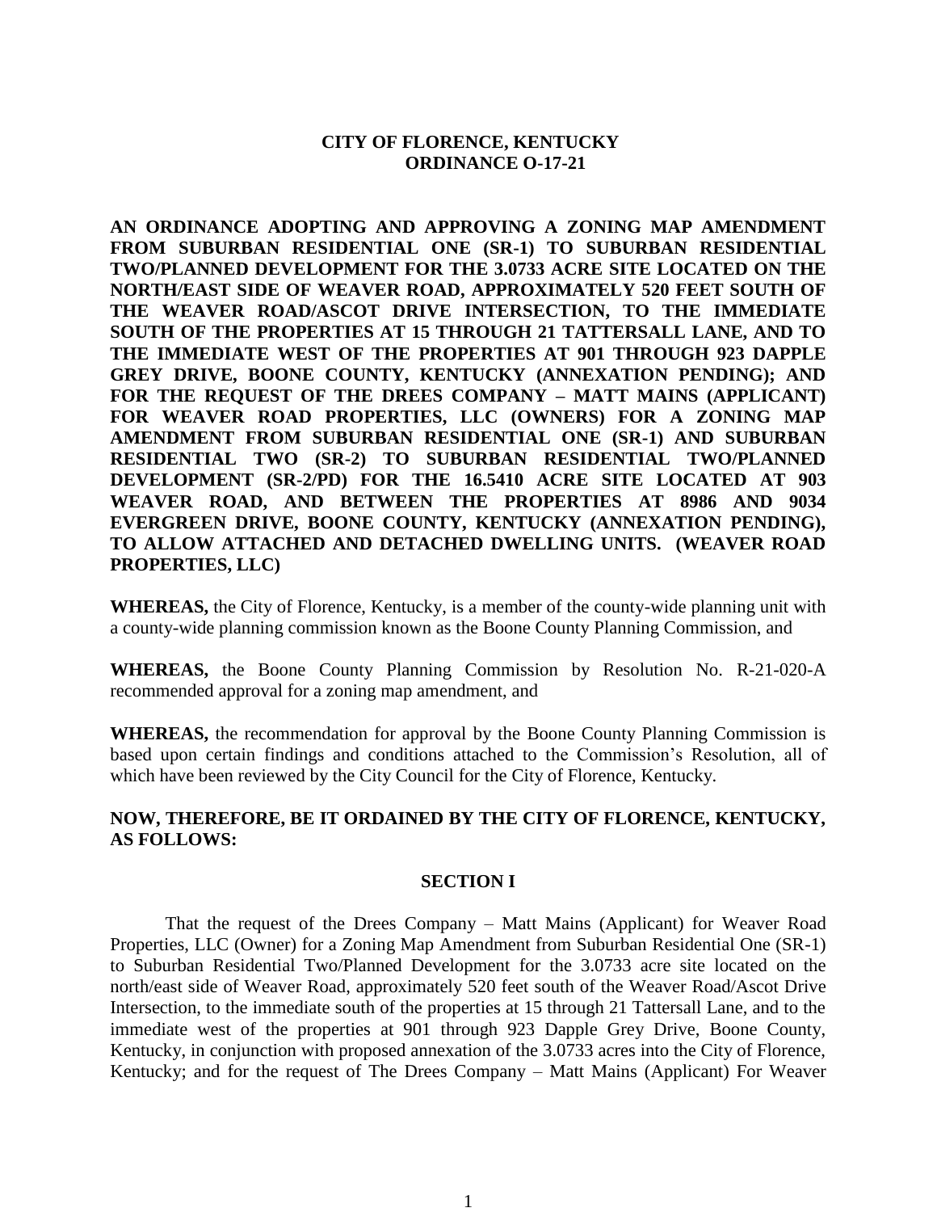**CITY OF FLORENCE, KENTUCKY**
**ORDINANCE O-17-21**

**AN ORDINANCE ADOPTING AND APPROVING A ZONING MAP AMENDMENT FROM SUBURBAN RESIDENTIAL ONE (SR-1) TO SUBURBAN RESIDENTIAL TWO/PLANNED DEVELOPMENT FOR THE 3.0733 ACRE SITE LOCATED ON THE NORTH/EAST SIDE OF WEAVER ROAD, APPROXIMATELY 520 FEET SOUTH OF THE WEAVER ROAD/ASCOT DRIVE INTERSECTION, TO THE IMMEDIATE SOUTH OF THE PROPERTIES AT 15 THROUGH 21 TATTERSALL LANE, AND TO THE IMMEDIATE WEST OF THE PROPERTIES AT 901 THROUGH 923 DAPPLE GREY DRIVE, BOONE COUNTY, KENTUCKY (ANNEXATION PENDING); AND FOR THE REQUEST OF THE DREES COMPANY – MATT MAINS (APPLICANT) FOR WEAVER ROAD PROPERTIES, LLC (OWNERS) FOR A ZONING MAP AMENDMENT FROM SUBURBAN RESIDENTIAL ONE (SR-1) AND SUBURBAN RESIDENTIAL TWO (SR-2) TO SUBURBAN RESIDENTIAL TWO/PLANNED DEVELOPMENT (SR-2/PD) FOR THE 16.5410 ACRE SITE LOCATED AT 903 WEAVER ROAD, AND BETWEEN THE PROPERTIES AT 8986 AND 9034 EVERGREEN DRIVE, BOONE COUNTY, KENTUCKY (ANNEXATION PENDING), TO ALLOW ATTACHED AND DETACHED DWELLING UNITS. (WEAVER ROAD PROPERTIES, LLC)**

**WHEREAS,** the City of Florence, Kentucky, is a member of the county-wide planning unit with a county-wide planning commission known as the Boone County Planning Commission, and

**WHEREAS,** the Boone County Planning Commission by Resolution No. R-21-020-A recommended approval for a zoning map amendment, and

**WHEREAS,** the recommendation for approval by the Boone County Planning Commission is based upon certain findings and conditions attached to the Commission's Resolution, all of which have been reviewed by the City Council for the City of Florence, Kentucky.

**NOW, THEREFORE, BE IT ORDAINED BY THE CITY OF FLORENCE, KENTUCKY, AS FOLLOWS:**

## SECTION I

That the request of the Drees Company – Matt Mains (Applicant) for Weaver Road Properties, LLC (Owner) for a Zoning Map Amendment from Suburban Residential One (SR-1) to Suburban Residential Two/Planned Development for the 3.0733 acre site located on the north/east side of Weaver Road, approximately 520 feet south of the Weaver Road/Ascot Drive Intersection, to the immediate south of the properties at 15 through 21 Tattersall Lane, and to the immediate west of the properties at 901 through 923 Dapple Grey Drive, Boone County, Kentucky, in conjunction with proposed annexation of the 3.0733 acres into the City of Florence, Kentucky; and for the request of The Drees Company – Matt Mains (Applicant) For Weaver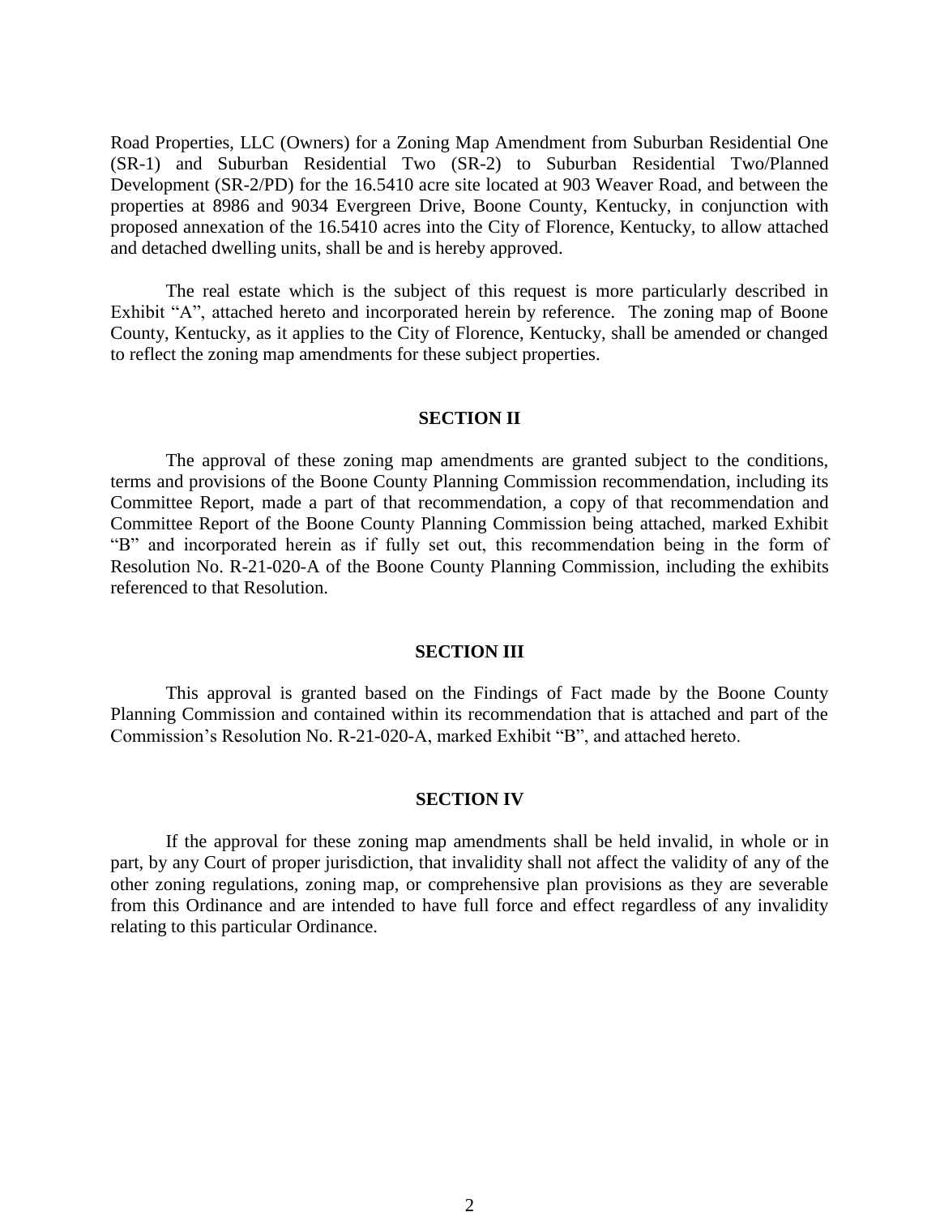Road Properties, LLC (Owners) for a Zoning Map Amendment from Suburban Residential One (SR-1) and Suburban Residential Two (SR-2) to Suburban Residential Two/Planned Development (SR-2/PD) for the 16.5410 acre site located at 903 Weaver Road, and between the properties at 8986 and 9034 Evergreen Drive, Boone County, Kentucky, in conjunction with proposed annexation of the 16.5410 acres into the City of Florence, Kentucky, to allow attached and detached dwelling units, shall be and is hereby approved.

The real estate which is the subject of this request is more particularly described in Exhibit "A", attached hereto and incorporated herein by reference. The zoning map of Boone County, Kentucky, as it applies to the City of Florence, Kentucky, shall be amended or changed to reflect the zoning map amendments for these subject properties.

## SECTION II

The approval of these zoning map amendments are granted subject to the conditions, terms and provisions of the Boone County Planning Commission recommendation, including its Committee Report, made a part of that recommendation, a copy of that recommendation and Committee Report of the Boone County Planning Commission being attached, marked Exhibit "B" and incorporated herein as if fully set out, this recommendation being in the form of Resolution No. R-21-020-A of the Boone County Planning Commission, including the exhibits referenced to that Resolution.

## SECTION III

This approval is granted based on the Findings of Fact made by the Boone County Planning Commission and contained within its recommendation that is attached and part of the Commission's Resolution No. R-21-020-A, marked Exhibit "B", and attached hereto.

## SECTION IV

If the approval for these zoning map amendments shall be held invalid, in whole or in part, by any Court of proper jurisdiction, that invalidity shall not affect the validity of any of the other zoning regulations, zoning map, or comprehensive plan provisions as they are severable from this Ordinance and are intended to have full force and effect regardless of any invalidity relating to this particular Ordinance.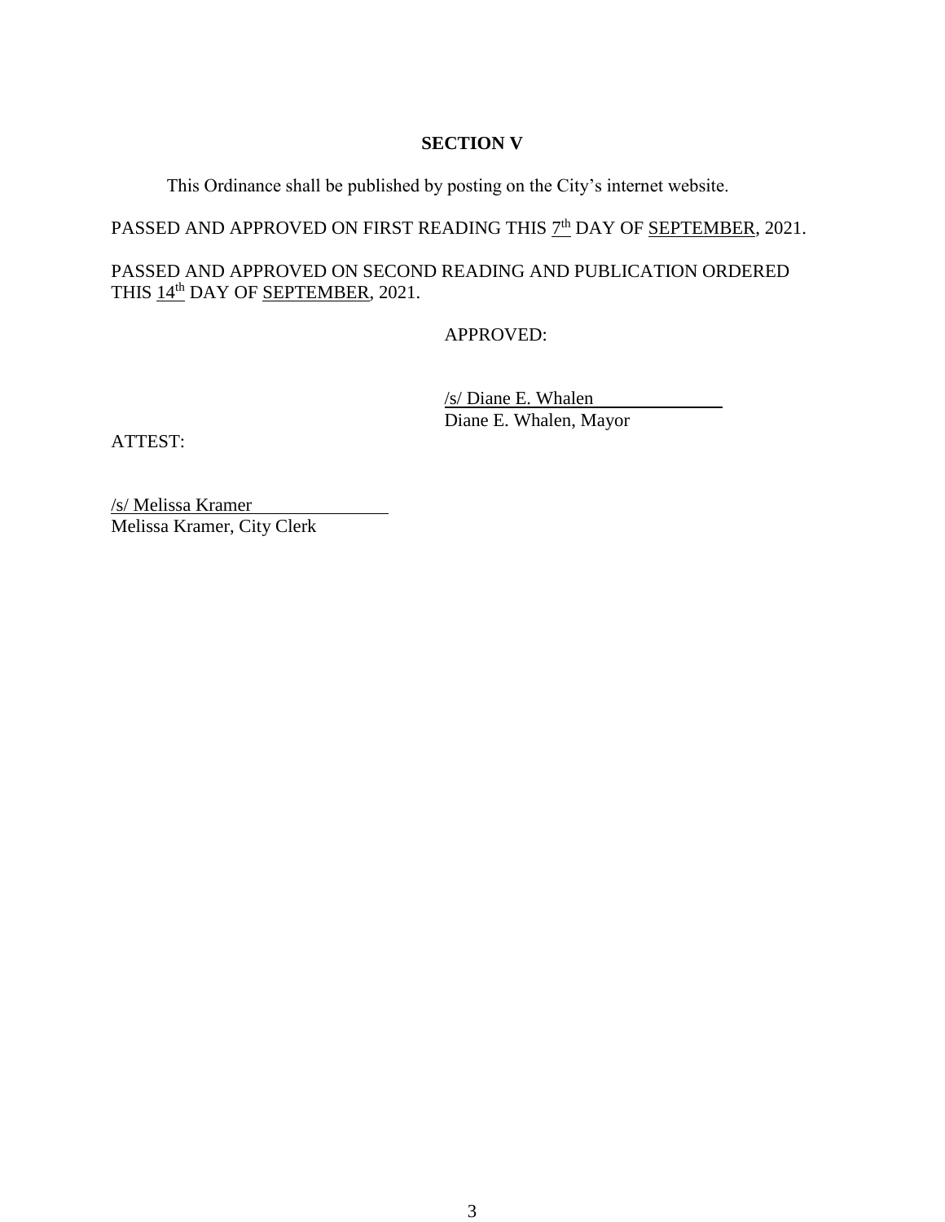**SECTION V**

This Ordinance shall be published by posting on the City's internet website.

PASSED AND APPROVED ON FIRST READING THIS 7th DAY OF SEPTEMBER, 2021.

PASSED AND APPROVED ON SECOND READING AND PUBLICATION ORDERED THIS 14th DAY OF SEPTEMBER, 2021.

APPROVED:

/s/ Diane E. Whalen
Diane E. Whalen, Mayor

ATTEST:

/s/ Melissa Kramer
Melissa Kramer, City Clerk